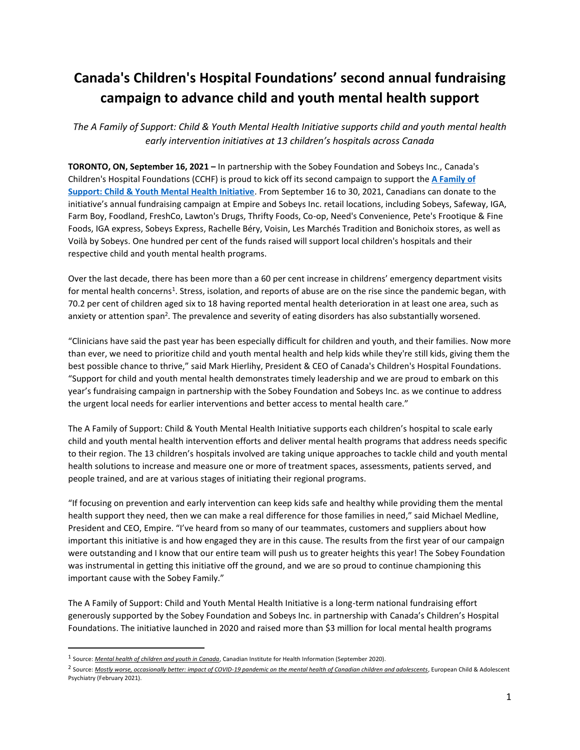# Canada's Children's Hospital Foundations' second annual fundraising campaign to advance child and youth mental health support

*The A Family of Support: Child & Youth Mental Health Initiative supports child and youth mental health early intervention initiatives at 13 children's hospitals across Canada*

**TORONTO, ON, September 16, 2021 –** In partnership with the Sobey Foundation and Sobeys Inc., Canada's Children's Hospital Foundations (CCHF) is proud to kick off its second campaign to support the **A Family of Support: Child & Youth Mental Health Initiative**. From September 16 to 30, 2021, Canadians can donate to the initiative's annual fundraising campaign at Empire and Sobeys Inc. retail locations, including Sobeys, Safeway, IGA, Farm Boy, Foodland, FreshCo, Lawton's Drugs, Thrifty Foods, Co-op, Need's Convenience, Pete's Frootique & Fine Foods, IGA express, Sobeys Express, Rachelle Béry, Voisin, Les Marchés Tradition and Bonichoix stores, as well as Voilà by Sobeys. One hundred per cent of the funds raised will support local children's hospitals and their respective child and youth mental health programs.

Over the last decade, there has been more than a 60 per cent increase in childrens' emergency department visits for mental health concerns[1]. Stress, isolation, and reports of abuse are on the rise since the pandemic began, with 70.2 per cent of children aged six to 18 having reported mental health deterioration in at least one area, such as anxiety or attention span[2]. The prevalence and severity of eating disorders has also substantially worsened.

"Clinicians have said the past year has been especially difficult for children and youth, and their families. Now more than ever, we need to prioritize child and youth mental health and help kids while they're still kids, giving them the best possible chance to thrive," said Mark Hierlihy, President & CEO of Canada's Children's Hospital Foundations. "Support for child and youth mental health demonstrates timely leadership and we are proud to embark on this year's fundraising campaign in partnership with the Sobey Foundation and Sobeys Inc. as we continue to address the urgent local needs for earlier interventions and better access to mental health care."

The A Family of Support: Child & Youth Mental Health Initiative supports each children's hospital to scale early child and youth mental health intervention efforts and deliver mental health programs that address needs specific to their region. The 13 children's hospitals involved are taking unique approaches to tackle child and youth mental health solutions to increase and measure one or more of treatment spaces, assessments, patients served, and people trained, and are at various stages of initiating their regional programs.

"If focusing on prevention and early intervention can keep kids safe and healthy while providing them the mental health support they need, then we can make a real difference for those families in need," said Michael Medline, President and CEO, Empire. "I've heard from so many of our teammates, customers and suppliers about how important this initiative is and how engaged they are in this cause. The results from the first year of our campaign were outstanding and I know that our entire team will push us to greater heights this year! The Sobey Foundation was instrumental in getting this initiative off the ground, and we are so proud to continue championing this important cause with the Sobey Family."

The A Family of Support: Child and Youth Mental Health Initiative is a long-term national fundraising effort generously supported by the Sobey Foundation and Sobeys Inc. in partnership with Canada's Children's Hospital Foundations. The initiative launched in 2020 and raised more than $3 million for local mental health programs

---

[1] Source: *Mental health of children and youth in Canada*, Canadian Institute for Health Information (September 2020).

[2] Source: *Mostly worse, occasionally better: impact of COVID-19 pandemic on the mental health of Canadian children and adolescents*, European Child & Adolescent Psychiatry (February 2021).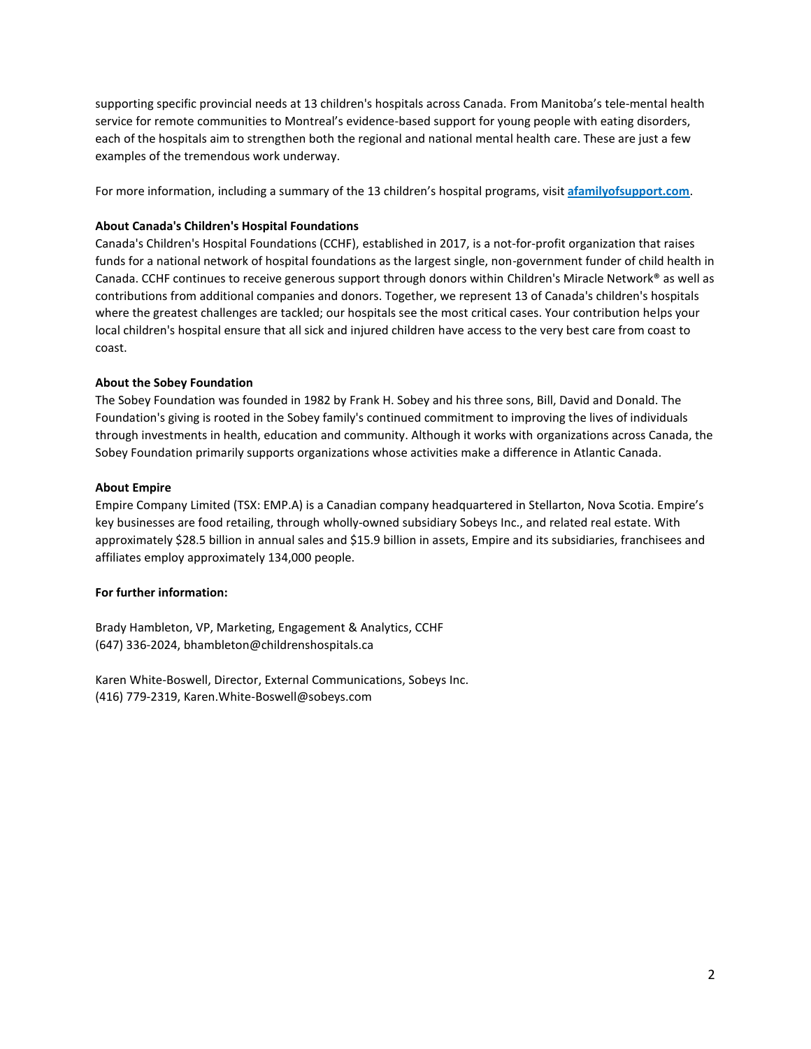supporting specific provincial needs at 13 children's hospitals across Canada. From Manitoba's tele-mental health service for remote communities to Montreal's evidence-based support for young people with eating disorders, each of the hospitals aim to strengthen both the regional and national mental health care. These are just a few examples of the tremendous work underway.

For more information, including a summary of the 13 children's hospital programs, visit **afamilyofsupport.com**.

**About Canada's Children's Hospital Foundations**

Canada's Children's Hospital Foundations (CCHF), established in 2017, is a not-for-profit organization that raises funds for a national network of hospital foundations as the largest single, non-government funder of child health in Canada. CCHF continues to receive generous support through donors within Children's Miracle Network® as well as contributions from additional companies and donors. Together, we represent 13 of Canada's children's hospitals where the greatest challenges are tackled; our hospitals see the most critical cases. Your contribution helps your local children's hospital ensure that all sick and injured children have access to the very best care from coast to coast.

**About the Sobey Foundation**

The Sobey Foundation was founded in 1982 by Frank H. Sobey and his three sons, Bill, David and Donald. The Foundation's giving is rooted in the Sobey family's continued commitment to improving the lives of individuals through investments in health, education and community. Although it works with organizations across Canada, the Sobey Foundation primarily supports organizations whose activities make a difference in Atlantic Canada.

**About Empire**

Empire Company Limited (TSX: EMP.A) is a Canadian company headquartered in Stellarton, Nova Scotia. Empire's key businesses are food retailing, through wholly-owned subsidiary Sobeys Inc., and related real estate. With approximately $28.5 billion in annual sales and $15.9 billion in assets, Empire and its subsidiaries, franchisees and affiliates employ approximately 134,000 people.

**For further information:**

Brady Hambleton, VP, Marketing, Engagement & Analytics, CCHF
(647) 336-2024, bhambleton@childrenshospitals.ca

Karen White-Boswell, Director, External Communications, Sobeys Inc.
(416) 779-2319, Karen.White-Boswell@sobeys.com